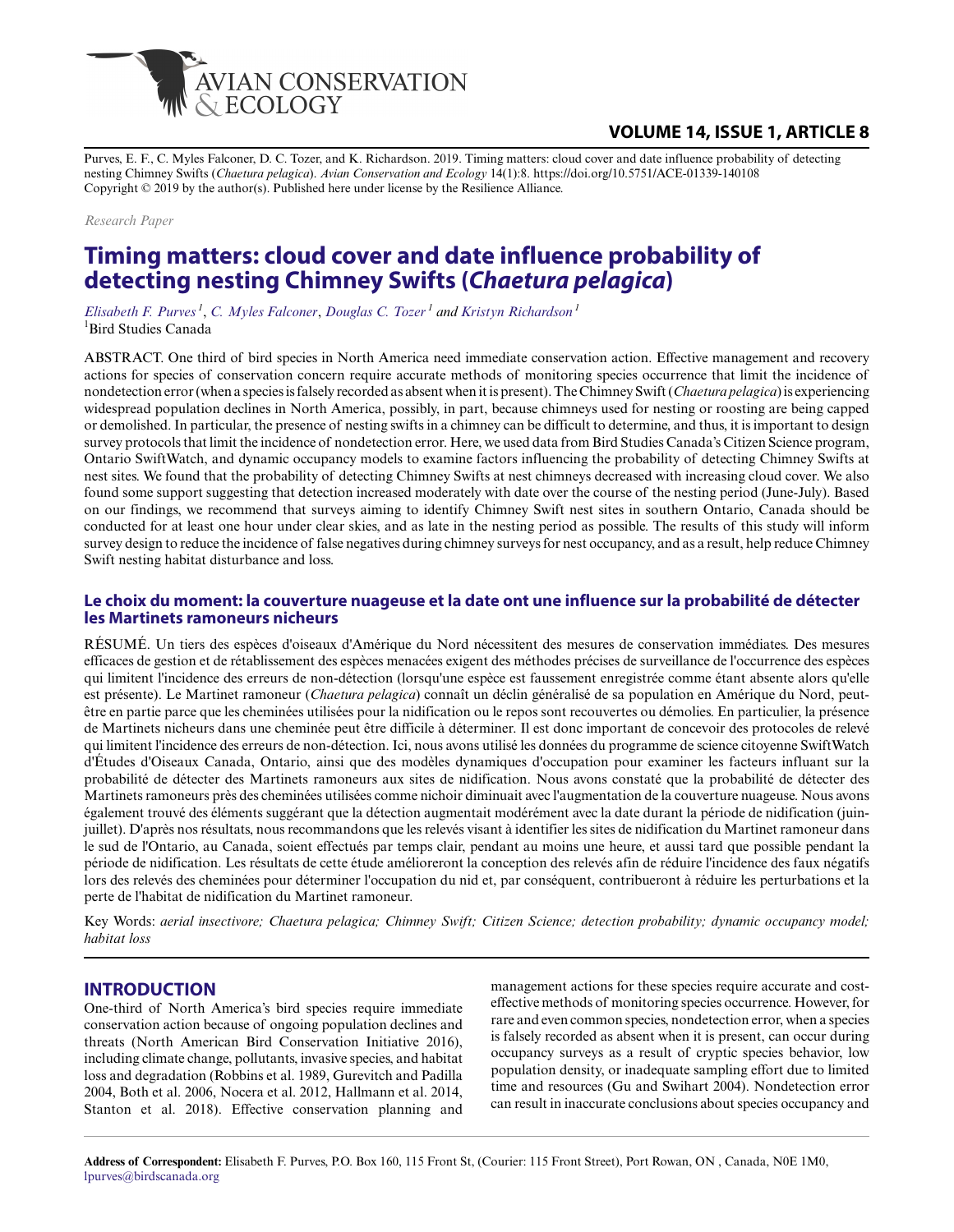Purves, E. F., C. Myles Falconer, D. C. Tozer, and K. Richardson. 2019. Timing matters: cloud cover and date influence probability of detecting nesting Chimney Swifts (*Chaetura pelagica*). *Avian Conservation and Ecology* 14(1):8. https://doi.org/10.5751/ACE-01339-140108
Copyright © 2019 by the author(s). Published here under license by the Resilience Alliance.

*Research Paper*

# Timing matters: cloud cover and date influence probability of detecting nesting Chimney Swifts (*Chaetura pelagica*)

*Elisabeth F. Purves*[1], *C. Myles Falconer*, *Douglas C. Tozer*[1] and *Kristyn Richardson*[1]

[1]Bird Studies Canada

ABSTRACT. One third of bird species in North America need immediate conservation action. Effective management and recovery actions for species of conservation concern require accurate methods of monitoring species occurrence that limit the incidence of nondetection error (when a species is falsely recorded as absent when it is present). The Chimney Swift (*Chaetura pelagica*) is experiencing widespread population declines in North America, possibly, in part, because chimneys used for nesting or roosting are being capped or demolished. In particular, the presence of nesting swifts in a chimney can be difficult to determine, and thus, it is important to design survey protocols that limit the incidence of nondetection error. Here, we used data from Bird Studies Canada's Citizen Science program, Ontario SwiftWatch, and dynamic occupancy models to examine factors influencing the probability of detecting Chimney Swifts at nest sites. We found that the probability of detecting Chimney Swifts at nest chimneys decreased with increasing cloud cover. We also found some support suggesting that detection increased moderately with date over the course of the nesting period (June-July). Based on our findings, we recommend that surveys aiming to identify Chimney Swift nest sites in southern Ontario, Canada should be conducted for at least one hour under clear skies, and as late in the nesting period as possible. The results of this study will inform survey design to reduce the incidence of false negatives during chimney surveys for nest occupancy, and as a result, help reduce Chimney Swift nesting habitat disturbance and loss.

## Le choix du moment: la couverture nuageuse et la date ont une influence sur la probabilité de détecter les Martinets ramoneurs nicheurs

RÉSUMÉ. Un tiers des espèces d'oiseaux d'Amérique du Nord nécessitent des mesures de conservation immédiates. Des mesures efficaces de gestion et de rétablissement des espèces menacées exigent des méthodes précises de surveillance de l'occurrence des espèces qui limitent l'incidence des erreurs de non-détection (lorsqu'une espèce est faussement enregistrée comme étant absente alors qu'elle est présente). Le Martinet ramoneur (*Chaetura pelagica*) connaît un déclin généralisé de sa population en Amérique du Nord, peut-être en partie parce que les cheminées utilisées pour la nidification ou le repos sont recouvertes ou démolies. En particulier, la présence de Martinets nicheurs dans une cheminée peut être difficile à déterminer. Il est donc important de concevoir des protocoles de relevé qui limitent l'incidence des erreurs de non-détection. Ici, nous avons utilisé les données du programme de science citoyenne SwiftWatch d'Études d'Oiseaux Canada, Ontario, ainsi que des modèles dynamiques d'occupation pour examiner les facteurs influant sur la probabilité de détecter des Martinets ramoneurs aux sites de nidification. Nous avons constaté que la probabilité de détecter des Martinets ramoneurs près des cheminées utilisées comme nichoir diminuait avec l'augmentation de la couverture nuageuse. Nous avons également trouvé des éléments suggérant que la détection augmentait modérément avec la date durant la période de nidification (juin-juillet). D'après nos résultats, nous recommandons que les relevés visant à identifier les sites de nidification du Martinet ramoneur dans le sud de l'Ontario, au Canada, soient effectués par temps clair, pendant au moins une heure, et aussi tard que possible pendant la période de nidification. Les résultats de cette étude amélioreront la conception des relevés afin de réduire l'incidence des faux négatifs lors des relevés des cheminées pour déterminer l'occupation du nid et, par conséquent, contribueront à réduire les perturbations et la perte de l'habitat de nidification du Martinet ramoneur.

Key Words: *aerial insectivore; Chaetura pelagica; Chimney Swift; Citizen Science; detection probability; dynamic occupancy model; habitat loss*

## INTRODUCTION

One-third of North America's bird species require immediate conservation action because of ongoing population declines and threats (North American Bird Conservation Initiative 2016), including climate change, pollutants, invasive species, and habitat loss and degradation (Robbins et al. 1989, Gurevitch and Padilla 2004, Both et al. 2006, Nocera et al. 2012, Hallmann et al. 2014, Stanton et al. 2018). Effective conservation planning and management actions for these species require accurate and cost-effective methods of monitoring species occurrence. However, for rare and even common species, nondetection error, when a species is falsely recorded as absent when it is present, can occur during occupancy surveys as a result of cryptic species behavior, low population density, or inadequate sampling effort due to limited time and resources (Gu and Swihart 2004). Nondetection error can result in inaccurate conclusions about species occupancy and

**Address of Correspondent:** Elisabeth F. Purves, P.O. Box 160, 115 Front St, (Courier: 115 Front Street), Port Rowan, ON , Canada, N0E 1M0, lpurves@birdscanada.org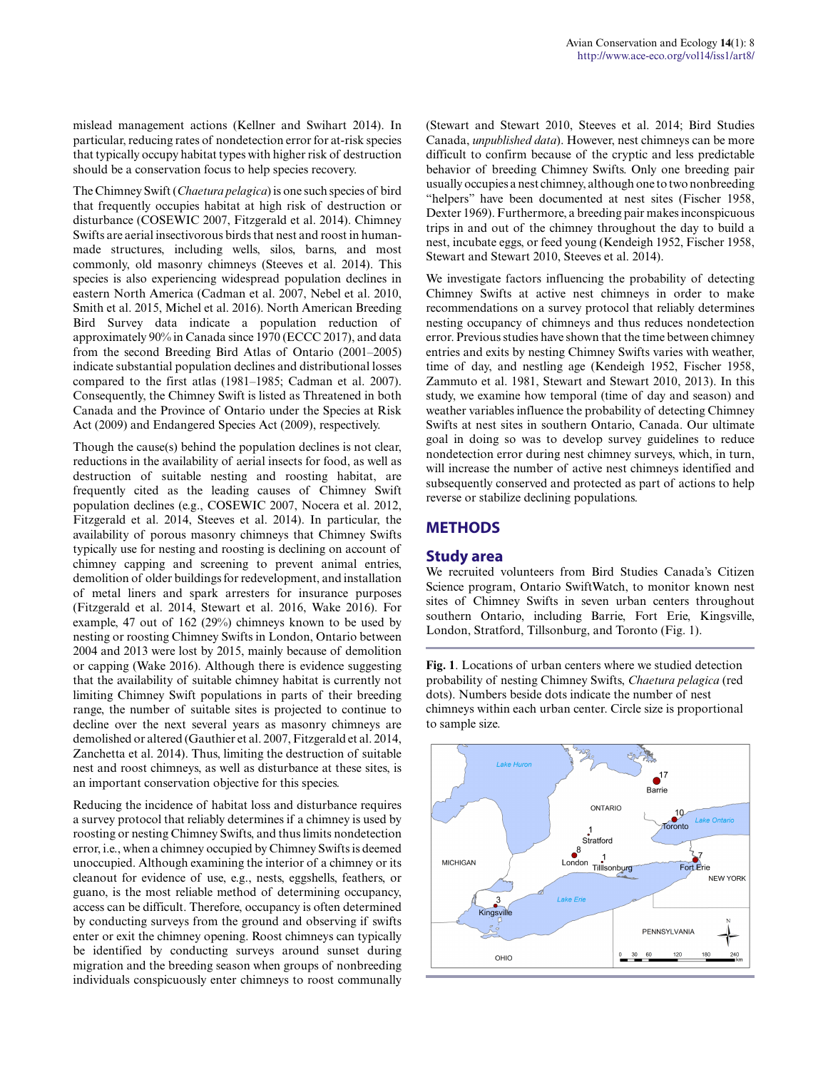mislead management actions (Kellner and Swihart 2014). In particular, reducing rates of nondetection error for at-risk species that typically occupy habitat types with higher risk of destruction should be a conservation focus to help species recovery.

The Chimney Swift (*Chaetura pelagica*) is one such species of bird that frequently occupies habitat at high risk of destruction or disturbance (COSEWIC 2007, Fitzgerald et al. 2014). Chimney Swifts are aerial insectivorous birds that nest and roost in human-made structures, including wells, silos, barns, and most commonly, old masonry chimneys (Steeves et al. 2014). This species is also experiencing widespread population declines in eastern North America (Cadman et al. 2007, Nebel et al. 2010, Smith et al. 2015, Michel et al. 2016). North American Breeding Bird Survey data indicate a population reduction of approximately 90% in Canada since 1970 (ECCC 2017), and data from the second Breeding Bird Atlas of Ontario (2001–2005) indicate substantial population declines and distributional losses compared to the first atlas (1981–1985; Cadman et al. 2007). Consequently, the Chimney Swift is listed as Threatened in both Canada and the Province of Ontario under the Species at Risk Act (2009) and Endangered Species Act (2009), respectively.

Though the cause(s) behind the population declines is not clear, reductions in the availability of aerial insects for food, as well as destruction of suitable nesting and roosting habitat, are frequently cited as the leading causes of Chimney Swift population declines (e.g., COSEWIC 2007, Nocera et al. 2012, Fitzgerald et al. 2014, Steeves et al. 2014). In particular, the availability of porous masonry chimneys that Chimney Swifts typically use for nesting and roosting is declining on account of chimney capping and screening to prevent animal entries, demolition of older buildings for redevelopment, and installation of metal liners and spark arresters for insurance purposes (Fitzgerald et al. 2014, Stewart et al. 2016, Wake 2016). For example, 47 out of 162 (29%) chimneys known to be used by nesting or roosting Chimney Swifts in London, Ontario between 2004 and 2013 were lost by 2015, mainly because of demolition or capping (Wake 2016). Although there is evidence suggesting that the availability of suitable chimney habitat is currently not limiting Chimney Swift populations in parts of their breeding range, the number of suitable sites is projected to continue to decline over the next several years as masonry chimneys are demolished or altered (Gauthier et al. 2007, Fitzgerald et al. 2014, Zanchetta et al. 2014). Thus, limiting the destruction of suitable nest and roost chimneys, as well as disturbance at these sites, is an important conservation objective for this species.

Reducing the incidence of habitat loss and disturbance requires a survey protocol that reliably determines if a chimney is used by roosting or nesting Chimney Swifts, and thus limits nondetection error, i.e., when a chimney occupied by Chimney Swifts is deemed unoccupied. Although examining the interior of a chimney or its cleanout for evidence of use, e.g., nests, eggshells, feathers, or guano, is the most reliable method of determining occupancy, access can be difficult. Therefore, occupancy is often determined by conducting surveys from the ground and observing if swifts enter or exit the chimney opening. Roost chimneys can typically be identified by conducting surveys around sunset during migration and the breeding season when groups of nonbreeding individuals conspicuously enter chimneys to roost communally (Stewart and Stewart 2010, Steeves et al. 2014; Bird Studies Canada, *unpublished data*). However, nest chimneys can be more difficult to confirm because of the cryptic and less predictable behavior of breeding Chimney Swifts. Only one breeding pair usually occupies a nest chimney, although one to two nonbreeding "helpers" have been documented at nest sites (Fischer 1958, Dexter 1969). Furthermore, a breeding pair makes inconspicuous trips in and out of the chimney throughout the day to build a nest, incubate eggs, or feed young (Kendeigh 1952, Fischer 1958, Stewart and Stewart 2010, Steeves et al. 2014).

We investigate factors influencing the probability of detecting Chimney Swifts at active nest chimneys in order to make recommendations on a survey protocol that reliably determines nesting occupancy of chimneys and thus reduces nondetection error. Previous studies have shown that the time between chimney entries and exits by nesting Chimney Swifts varies with weather, time of day, and nestling age (Kendeigh 1952, Fischer 1958, Zammuto et al. 1981, Stewart and Stewart 2010, 2013). In this study, we examine how temporal (time of day and season) and weather variables influence the probability of detecting Chimney Swifts at nest sites in southern Ontario, Canada. Our ultimate goal in doing so was to develop survey guidelines to reduce nondetection error during nest chimney surveys, which, in turn, will increase the number of active nest chimneys identified and subsequently conserved and protected as part of actions to help reverse or stabilize declining populations.

## METHODS

### Study area

We recruited volunteers from Bird Studies Canada's Citizen Science program, Ontario SwiftWatch, to monitor known nest sites of Chimney Swifts in seven urban centers throughout southern Ontario, including Barrie, Fort Erie, Kingsville, London, Stratford, Tillsonburg, and Toronto (Fig. 1).

**Fig. 1**. Locations of urban centers where we studied detection probability of nesting Chimney Swifts, *Chaetura pelagica* (red dots). Numbers beside dots indicate the number of nest chimneys within each urban center. Circle size is proportional to sample size.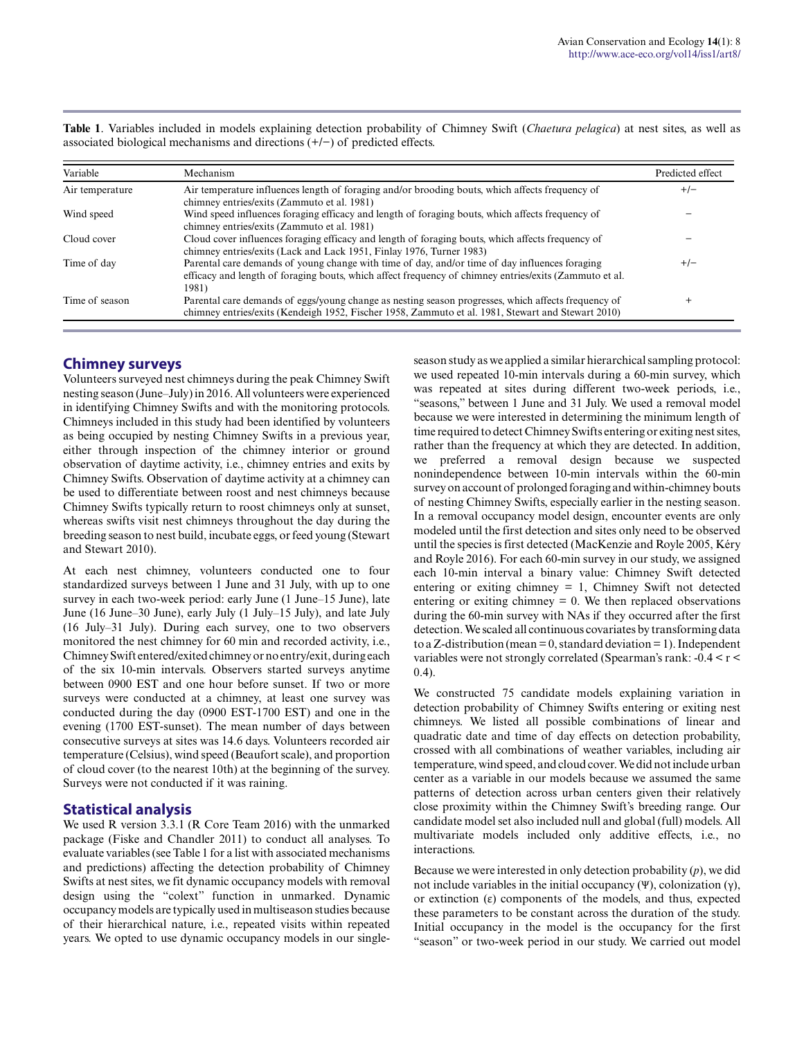**Table 1**. Variables included in models explaining detection probability of Chimney Swift (*Chaetura pelagica*) at nest sites, as well as associated biological mechanisms and directions (+/−) of predicted effects.

| Variable | Mechanism | Predicted effect |
|---|---|---|
| Air temperature | Air temperature influences length of foraging and/or brooding bouts, which affects frequency of chimney entries/exits (Zammuto et al. 1981) | +/− |
| Wind speed | Wind speed influences foraging efficacy and length of foraging bouts, which affects frequency of chimney entries/exits (Zammuto et al. 1981) | − |
| Cloud cover | Cloud cover influences foraging efficacy and length of foraging bouts, which affects frequency of chimney entries/exits (Lack and Lack 1951, Finlay 1976, Turner 1983) | − |
| Time of day | Parental care demands of young change with time of day, and/or time of day influences foraging efficacy and length of foraging bouts, which affect frequency of chimney entries/exits (Zammuto et al. 1981) | +/− |
| Time of season | Parental care demands of eggs/young change as nesting season progresses, which affects frequency of chimney entries/exits (Kendeigh 1952, Fischer 1958, Zammuto et al. 1981, Stewart and Stewart 2010) | + |

## Chimney surveys

Volunteers surveyed nest chimneys during the peak Chimney Swift nesting season (June–July) in 2016. All volunteers were experienced in identifying Chimney Swifts and with the monitoring protocols. Chimneys included in this study had been identified by volunteers as being occupied by nesting Chimney Swifts in a previous year, either through inspection of the chimney interior or ground observation of daytime activity, i.e., chimney entries and exits by Chimney Swifts. Observation of daytime activity at a chimney can be used to differentiate between roost and nest chimneys because Chimney Swifts typically return to roost chimneys only at sunset, whereas swifts visit nest chimneys throughout the day during the breeding season to nest build, incubate eggs, or feed young (Stewart and Stewart 2010).

At each nest chimney, volunteers conducted one to four standardized surveys between 1 June and 31 July, with up to one survey in each two-week period: early June (1 June–15 June), late June (16 June–30 June), early July (1 July–15 July), and late July (16 July–31 July). During each survey, one to two observers monitored the nest chimney for 60 min and recorded activity, i.e., Chimney Swift entered/exited chimney or no entry/exit, during each of the six 10-min intervals. Observers started surveys anytime between 0900 EST and one hour before sunset. If two or more surveys were conducted at a chimney, at least one survey was conducted during the day (0900 EST-1700 EST) and one in the evening (1700 EST-sunset). The mean number of days between consecutive surveys at sites was 14.6 days. Volunteers recorded air temperature (Celsius), wind speed (Beaufort scale), and proportion of cloud cover (to the nearest 10th) at the beginning of the survey. Surveys were not conducted if it was raining.

## Statistical analysis

We used R version 3.3.1 (R Core Team 2016) with the unmarked package (Fiske and Chandler 2011) to conduct all analyses. To evaluate variables (see Table 1 for a list with associated mechanisms and predictions) affecting the detection probability of Chimney Swifts at nest sites, we fit dynamic occupancy models with removal design using the "colext" function in unmarked. Dynamic occupancy models are typically used in multiseason studies because of their hierarchical nature, i.e., repeated visits within repeated years. We opted to use dynamic occupancy models in our single-season study as we applied a similar hierarchical sampling protocol: we used repeated 10-min intervals during a 60-min survey, which was repeated at sites during different two-week periods, i.e., "seasons," between 1 June and 31 July. We used a removal model because we were interested in determining the minimum length of time required to detect Chimney Swifts entering or exiting nest sites, rather than the frequency at which they are detected. In addition, we preferred a removal design because we suspected nonindependence between 10-min intervals within the 60-min survey on account of prolonged foraging and within-chimney bouts of nesting Chimney Swifts, especially earlier in the nesting season. In a removal occupancy model design, encounter events are only modeled until the first detection and sites only need to be observed until the species is first detected (MacKenzie and Royle 2005, Kéry and Royle 2016). For each 60-min survey in our study, we assigned each 10-min interval a binary value: Chimney Swift detected entering or exiting chimney = 1, Chimney Swift not detected entering or exiting chimney = 0. We then replaced observations during the 60-min survey with NAs if they occurred after the first detection. We scaled all continuous covariates by transforming data to a Z-distribution (mean = 0, standard deviation = 1). Independent variables were not strongly correlated (Spearman's rank: $-0.4 < r < 0.4$).

We constructed 75 candidate models explaining variation in detection probability of Chimney Swifts entering or exiting nest chimneys. We listed all possible combinations of linear and quadratic date and time of day effects on detection probability, crossed with all combinations of weather variables, including air temperature, wind speed, and cloud cover. We did not include urban center as a variable in our models because we assumed the same patterns of detection across urban centers given their relatively close proximity within the Chimney Swift's breeding range. Our candidate model set also included null and global (full) models. All multivariate models included only additive effects, i.e., no interactions.

Because we were interested in only detection probability ($p$), we did not include variables in the initial occupancy ($\Psi$), colonization ($\gamma$), or extinction ($\varepsilon$) components of the models, and thus, expected these parameters to be constant across the duration of the study. Initial occupancy in the model is the occupancy for the first "season" or two-week period in our study. We carried out model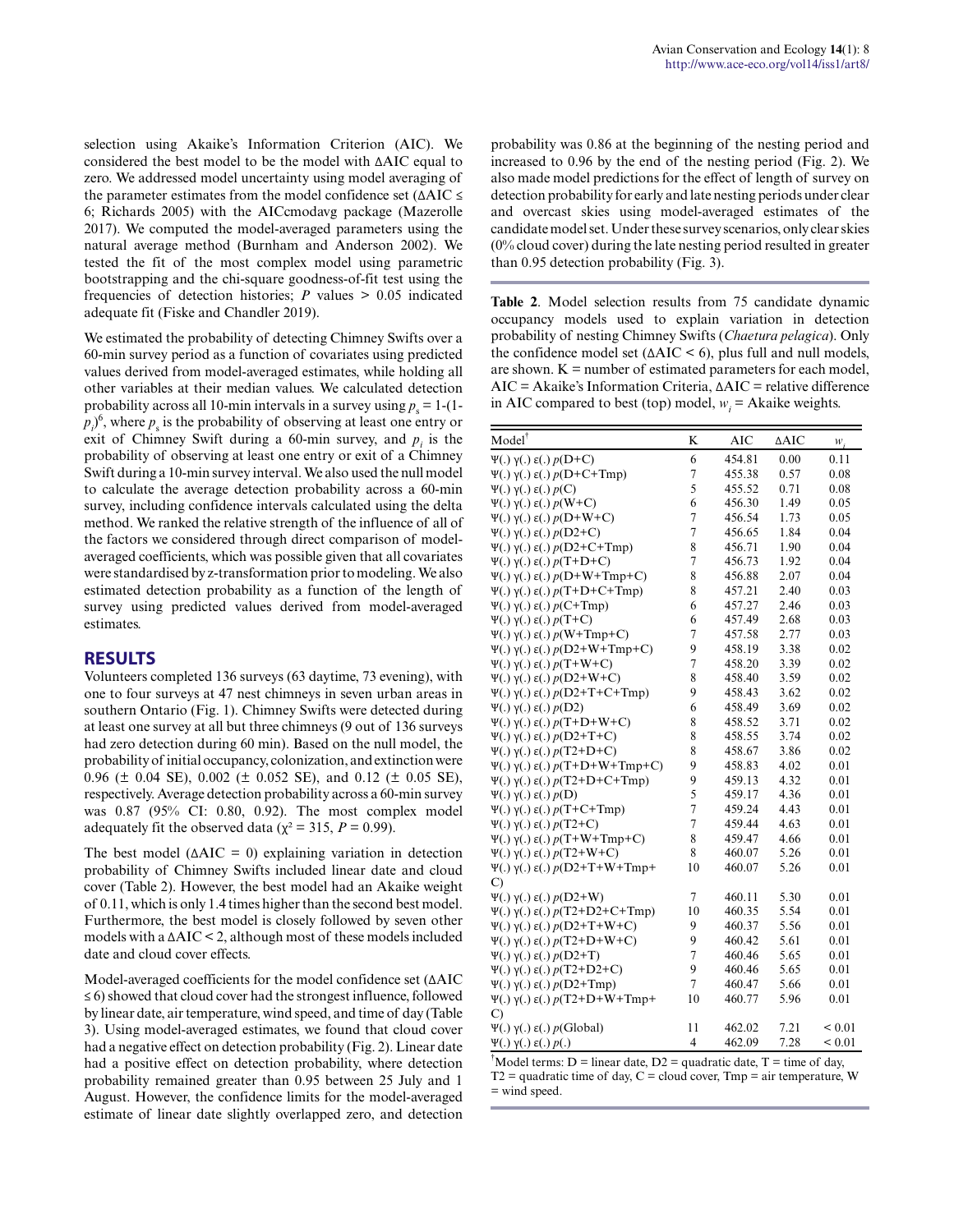selection using Akaike's Information Criterion (AIC). We considered the best model to be the model with ΔAIC equal to zero. We addressed model uncertainty using model averaging of the parameter estimates from the model confidence set (ΔAIC ≤ 6; Richards 2005) with the AICcmodavg package (Mazerolle 2017). We computed the model-averaged parameters using the natural average method (Burnham and Anderson 2002). We tested the fit of the most complex model using parametric bootstrapping and the chi-square goodness-of-fit test using the frequencies of detection histories; *P* values > 0.05 indicated adequate fit (Fiske and Chandler 2019).

We estimated the probability of detecting Chimney Swifts over a 60-min survey period as a function of covariates using predicted values derived from model-averaged estimates, while holding all other variables at their median values. We calculated detection probability across all 10-min intervals in a survey using $p_s = 1-(1-p_i)^6$, where $p_s$ is the probability of observing at least one entry or exit of Chimney Swift during a 60-min survey, and $p_i$ is the probability of observing at least one entry or exit of a Chimney Swift during a 10-min survey interval. We also used the null model to calculate the average detection probability across a 60-min survey, including confidence intervals calculated using the delta method. We ranked the relative strength of the influence of all of the factors we considered through direct comparison of model-averaged coefficients, which was possible given that all covariates were standardised by z-transformation prior to modeling. We also estimated detection probability as a function of the length of survey using predicted values derived from model-averaged estimates.

## RESULTS

Volunteers completed 136 surveys (63 daytime, 73 evening), with one to four surveys at 47 nest chimneys in seven urban areas in southern Ontario (Fig. 1). Chimney Swifts were detected during at least one survey at all but three chimneys (9 out of 136 surveys had zero detection during 60 min). Based on the null model, the probability of initial occupancy, colonization, and extinction were 0.96 (± 0.04 SE), 0.002 (± 0.052 SE), and 0.12 (± 0.05 SE), respectively. Average detection probability across a 60-min survey was 0.87 (95% CI: 0.80, 0.92). The most complex model adequately fit the observed data ($\chi^2 = 315$, $P = 0.99$).

The best model (ΔAIC = 0) explaining variation in detection probability of Chimney Swifts included linear date and cloud cover (Table 2). However, the best model had an Akaike weight of 0.11, which is only 1.4 times higher than the second best model. Furthermore, the best model is closely followed by seven other models with a ΔAIC < 2, although most of these models included date and cloud cover effects.

Model-averaged coefficients for the model confidence set (ΔAIC ≤ 6) showed that cloud cover had the strongest influence, followed by linear date, air temperature, wind speed, and time of day (Table 3). Using model-averaged estimates, we found that cloud cover had a negative effect on detection probability (Fig. 2). Linear date had a positive effect on detection probability, where detection probability remained greater than 0.95 between 25 July and 1 August. However, the confidence limits for the model-averaged estimate of linear date slightly overlapped zero, and detection probability was 0.86 at the beginning of the nesting period and increased to 0.96 by the end of the nesting period (Fig. 2). We also made model predictions for the effect of length of survey on detection probability for early and late nesting periods under clear and overcast skies using model-averaged estimates of the candidate model set. Under these survey scenarios, only clear skies (0% cloud cover) during the late nesting period resulted in greater than 0.95 detection probability (Fig. 3).

**Table 2**. Model selection results from 75 candidate dynamic occupancy models used to explain variation in detection probability of nesting Chimney Swifts (*Chaetura pelagica*). Only the confidence model set (ΔAIC < 6), plus full and null models, are shown. K = number of estimated parameters for each model, AIC = Akaike's Information Criteria, ΔAIC = relative difference in AIC compared to best (top) model, $w_i$ = Akaike weights.

| Model[†] | K | AIC | ΔAIC | $w_i$ |
|---|---|---|---|---|
| Ψ(.) γ(.) ε(.) *p*(D+C) | 6 | 454.81 | 0.00 | 0.11 |
| Ψ(.) γ(.) ε(.) *p*(D+C+Tmp) | 7 | 455.38 | 0.57 | 0.08 |
| Ψ(.) γ(.) ε(.) *p*(C) | 5 | 455.52 | 0.71 | 0.08 |
| Ψ(.) γ(.) ε(.) *p*(W+C) | 6 | 456.30 | 1.49 | 0.05 |
| Ψ(.) γ(.) ε(.) *p*(D+W+C) | 7 | 456.54 | 1.73 | 0.05 |
| Ψ(.) γ(.) ε(.) *p*(D2+C) | 7 | 456.65 | 1.84 | 0.04 |
| Ψ(.) γ(.) ε(.) *p*(D2+C+Tmp) | 8 | 456.71 | 1.90 | 0.04 |
| Ψ(.) γ(.) ε(.) *p*(T+D+C) | 7 | 456.73 | 1.92 | 0.04 |
| Ψ(.) γ(.) ε(.) *p*(D+W+Tmp+C) | 8 | 456.88 | 2.07 | 0.04 |
| Ψ(.) γ(.) ε(.) *p*(T+D+C+Tmp) | 8 | 457.21 | 2.40 | 0.03 |
| Ψ(.) γ(.) ε(.) *p*(C+Tmp) | 6 | 457.27 | 2.46 | 0.03 |
| Ψ(.) γ(.) ε(.) *p*(T+C) | 6 | 457.49 | 2.68 | 0.03 |
| Ψ(.) γ(.) ε(.) *p*(W+Tmp+C) | 7 | 457.58 | 2.77 | 0.03 |
| Ψ(.) γ(.) ε(.) *p*(D2+W+Tmp+C) | 9 | 458.19 | 3.38 | 0.02 |
| Ψ(.) γ(.) ε(.) *p*(T+W+C) | 7 | 458.20 | 3.39 | 0.02 |
| Ψ(.) γ(.) ε(.) *p*(D2+W+C) | 8 | 458.40 | 3.59 | 0.02 |
| Ψ(.) γ(.) ε(.) *p*(D2+T+C+Tmp) | 9 | 458.43 | 3.62 | 0.02 |
| Ψ(.) γ(.) ε(.) *p*(D2) | 6 | 458.49 | 3.69 | 0.02 |
| Ψ(.) γ(.) ε(.) *p*(T+D+W+C) | 8 | 458.52 | 3.71 | 0.02 |
| Ψ(.) γ(.) ε(.) *p*(D2+T+C) | 8 | 458.55 | 3.74 | 0.02 |
| Ψ(.) γ(.) ε(.) *p*(T2+D+C) | 8 | 458.67 | 3.86 | 0.02 |
| Ψ(.) γ(.) ε(.) *p*(T+D+W+Tmp+C) | 9 | 458.83 | 4.02 | 0.01 |
| Ψ(.) γ(.) ε(.) *p*(T2+D+C+Tmp) | 9 | 459.13 | 4.32 | 0.01 |
| Ψ(.) γ(.) ε(.) *p*(D) | 5 | 459.17 | 4.36 | 0.01 |
| Ψ(.) γ(.) ε(.) *p*(T+C+Tmp) | 7 | 459.24 | 4.43 | 0.01 |
| Ψ(.) γ(.) ε(.) *p*(T2+C) | 7 | 459.44 | 4.63 | 0.01 |
| Ψ(.) γ(.) ε(.) *p*(T+W+Tmp+C) | 8 | 459.47 | 4.66 | 0.01 |
| Ψ(.) γ(.) ε(.) *p*(T2+W+C) | 8 | 460.07 | 5.26 | 0.01 |
| Ψ(.) γ(.) ε(.) *p*(D2+T+W+Tmp+C) | 10 | 460.07 | 5.26 | 0.01 |
| Ψ(.) γ(.) ε(.) *p*(D2+W) | 7 | 460.11 | 5.30 | 0.01 |
| Ψ(.) γ(.) ε(.) *p*(T2+D2+C+Tmp) | 10 | 460.35 | 5.54 | 0.01 |
| Ψ(.) γ(.) ε(.) *p*(D2+T+W+C) | 9 | 460.37 | 5.56 | 0.01 |
| Ψ(.) γ(.) ε(.) *p*(T2+D+W+C) | 9 | 460.42 | 5.61 | 0.01 |
| Ψ(.) γ(.) ε(.) *p*(D2+T) | 7 | 460.46 | 5.65 | 0.01 |
| Ψ(.) γ(.) ε(.) *p*(T2+D2+C) | 9 | 460.46 | 5.65 | 0.01 |
| Ψ(.) γ(.) ε(.) *p*(D2+Tmp) | 7 | 460.47 | 5.66 | 0.01 |
| Ψ(.) γ(.) ε(.) *p*(T2+D+W+Tmp+C) | 10 | 460.77 | 5.96 | 0.01 |
| Ψ(.) γ(.) ε(.) *p*(Global) | 11 | 462.02 | 7.21 | < 0.01 |
| Ψ(.) γ(.) ε(.) *p*(.) | 4 | 462.09 | 7.28 | < 0.01 |

[†]Model terms: D = linear date, D2 = quadratic date, T = time of day, T2 = quadratic time of day, C = cloud cover, Tmp = air temperature, W = wind speed.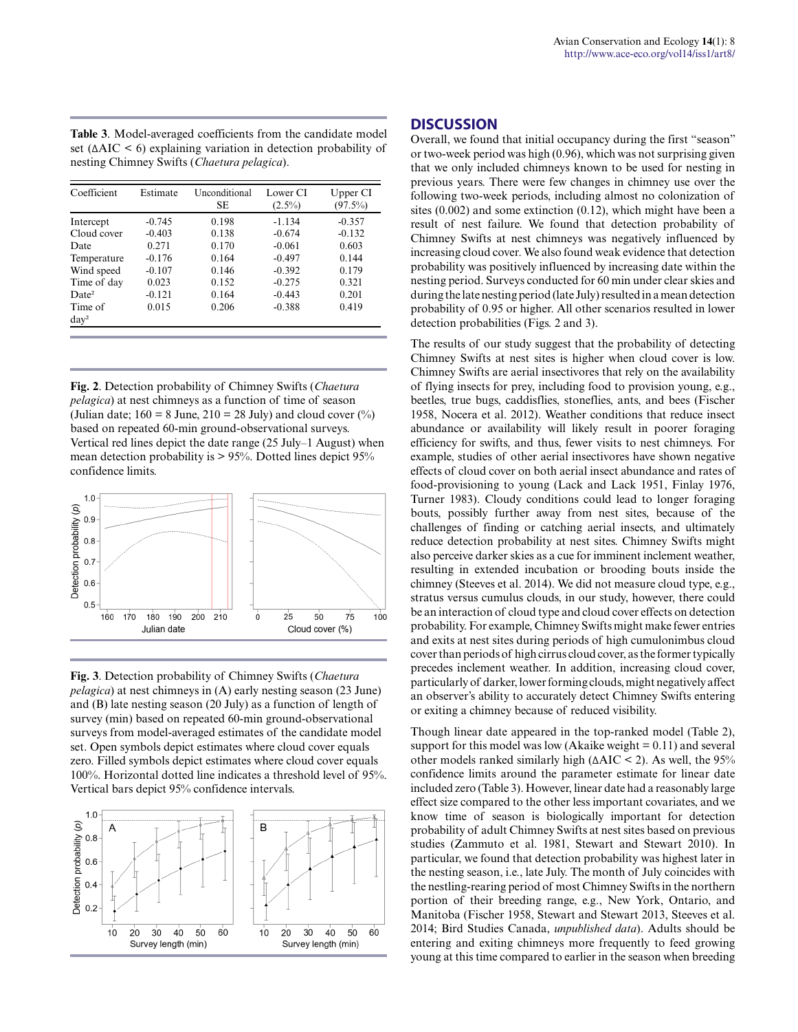**Table 3**. Model-averaged coefficients from the candidate model set ($\Delta AIC < 6$) explaining variation in detection probability of nesting Chimney Swifts (*Chaetura pelagica*).

| Coefficient | Estimate | Unconditional SE | Lower CI (2.5%) | Upper CI (97.5%) |
|---|---|---|---|---|
| Intercept | -0.745 | 0.198 | -1.134 | -0.357 |
| Cloud cover | -0.403 | 0.138 | -0.674 | -0.132 |
| Date | 0.271 | 0.170 | -0.061 | 0.603 |
| Temperature | -0.176 | 0.164 | -0.497 | 0.144 |
| Wind speed | -0.107 | 0.146 | -0.392 | 0.179 |
| Time of day | 0.023 | 0.152 | -0.275 | 0.321 |
| Date² | -0.121 | 0.164 | -0.443 | 0.201 |
| Time of day² | 0.015 | 0.206 | -0.388 | 0.419 |

**Fig. 2**. Detection probability of Chimney Swifts (*Chaetura pelagica*) at nest chimneys as a function of time of season (Julian date; 160 = 8 June, 210 = 28 July) and cloud cover (%) based on repeated 60-min ground-observational surveys. Vertical red lines depict the date range (25 July–1 August) when mean detection probability is > 95%. Dotted lines depict 95% confidence limits.

**Fig. 3**. Detection probability of Chimney Swifts (*Chaetura pelagica*) at nest chimneys in (A) early nesting season (23 June) and (B) late nesting season (20 July) as a function of length of survey (min) based on repeated 60-min ground-observational surveys from model-averaged estimates of the candidate model set. Open symbols depict estimates where cloud cover equals zero. Filled symbols depict estimates where cloud cover equals 100%. Horizontal dotted line indicates a threshold level of 95%. Vertical bars depict 95% confidence intervals.

## DISCUSSION

Overall, we found that initial occupancy during the first "season" or two-week period was high (0.96), which was not surprising given that we only included chimneys known to be used for nesting in previous years. There were few changes in chimney use over the following two-week periods, including almost no colonization of sites (0.002) and some extinction (0.12), which might have been a result of nest failure. We found that detection probability of Chimney Swifts at nest chimneys was negatively influenced by increasing cloud cover. We also found weak evidence that detection probability was positively influenced by increasing date within the nesting period. Surveys conducted for 60 min under clear skies and during the late nesting period (late July) resulted in a mean detection probability of 0.95 or higher. All other scenarios resulted in lower detection probabilities (Figs. 2 and 3).

The results of our study suggest that the probability of detecting Chimney Swifts at nest sites is higher when cloud cover is low. Chimney Swifts are aerial insectivores that rely on the availability of flying insects for prey, including food to provision young, e.g., beetles, true bugs, caddisflies, stoneflies, ants, and bees (Fischer 1958, Nocera et al. 2012). Weather conditions that reduce insect abundance or availability will likely result in poorer foraging efficiency for swifts, and thus, fewer visits to nest chimneys. For example, studies of other aerial insectivores have shown negative effects of cloud cover on both aerial insect abundance and rates of food-provisioning to young (Lack and Lack 1951, Finlay 1976, Turner 1983). Cloudy conditions could lead to longer foraging bouts, possibly further away from nest sites, because of the challenges of finding or catching aerial insects, and ultimately reduce detection probability at nest sites. Chimney Swifts might also perceive darker skies as a cue for imminent inclement weather, resulting in extended incubation or brooding bouts inside the chimney (Steeves et al. 2014). We did not measure cloud type, e.g., stratus versus cumulus clouds, in our study, however, there could be an interaction of cloud type and cloud cover effects on detection probability. For example, Chimney Swifts might make fewer entries and exits at nest sites during periods of high cumulonimbus cloud cover than periods of high cirrus cloud cover, as the former typically precedes inclement weather. In addition, increasing cloud cover, particularly of darker, lower forming clouds, might negatively affect an observer's ability to accurately detect Chimney Swifts entering or exiting a chimney because of reduced visibility.

Though linear date appeared in the top-ranked model (Table 2), support for this model was low (Akaike weight = 0.11) and several other models ranked similarly high ($\Delta AIC < 2$). As well, the 95% confidence limits around the parameter estimate for linear date included zero (Table 3). However, linear date had a reasonably large effect size compared to the other less important covariates, and we know time of season is biologically important for detection probability of adult Chimney Swifts at nest sites based on previous studies (Zammuto et al. 1981, Stewart and Stewart 2010). In particular, we found that detection probability was highest later in the nesting season, i.e., late July. The month of July coincides with the nestling-rearing period of most Chimney Swifts in the northern portion of their breeding range, e.g., New York, Ontario, and Manitoba (Fischer 1958, Stewart and Stewart 2013, Steeves et al. 2014; Bird Studies Canada, *unpublished data*). Adults should be entering and exiting chimneys more frequently to feed growing young at this time compared to earlier in the season when breeding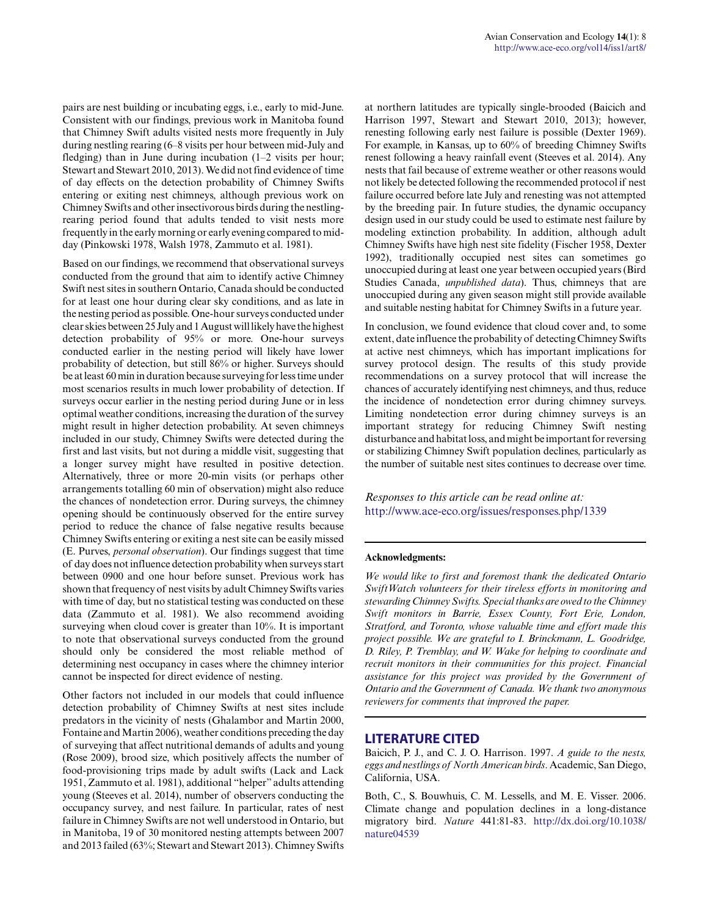pairs are nest building or incubating eggs, i.e., early to mid-June. Consistent with our findings, previous work in Manitoba found that Chimney Swift adults visited nests more frequently in July during nestling rearing (6–8 visits per hour between mid-July and fledging) than in June during incubation (1–2 visits per hour; Stewart and Stewart 2010, 2013). We did not find evidence of time of day effects on the detection probability of Chimney Swifts entering or exiting nest chimneys, although previous work on Chimney Swifts and other insectivorous birds during the nestling-rearing period found that adults tended to visit nests more frequently in the early morning or early evening compared to mid-day (Pinkowski 1978, Walsh 1978, Zammuto et al. 1981).

Based on our findings, we recommend that observational surveys conducted from the ground that aim to identify active Chimney Swift nest sites in southern Ontario, Canada should be conducted for at least one hour during clear sky conditions, and as late in the nesting period as possible. One-hour surveys conducted under clear skies between 25 July and 1 August will likely have the highest detection probability of 95% or more. One-hour surveys conducted earlier in the nesting period will likely have lower probability of detection, but still 86% or higher. Surveys should be at least 60 min in duration because surveying for less time under most scenarios results in much lower probability of detection. If surveys occur earlier in the nesting period during June or in less optimal weather conditions, increasing the duration of the survey might result in higher detection probability. At seven chimneys included in our study, Chimney Swifts were detected during the first and last visits, but not during a middle visit, suggesting that a longer survey might have resulted in positive detection. Alternatively, three or more 20-min visits (or perhaps other arrangements totalling 60 min of observation) might also reduce the chances of nondetection error. During surveys, the chimney opening should be continuously observed for the entire survey period to reduce the chance of false negative results because Chimney Swifts entering or exiting a nest site can be easily missed (E. Purves, *personal observation*). Our findings suggest that time of day does not influence detection probability when surveys start between 0900 and one hour before sunset. Previous work has shown that frequency of nest visits by adult Chimney Swifts varies with time of day, but no statistical testing was conducted on these data (Zammuto et al. 1981). We also recommend avoiding surveying when cloud cover is greater than 10%. It is important to note that observational surveys conducted from the ground should only be considered the most reliable method of determining nest occupancy in cases where the chimney interior cannot be inspected for direct evidence of nesting.

Other factors not included in our models that could influence detection probability of Chimney Swifts at nest sites include predators in the vicinity of nests (Ghalambor and Martin 2000, Fontaine and Martin 2006), weather conditions preceding the day of surveying that affect nutritional demands of adults and young (Rose 2009), brood size, which positively affects the number of food-provisioning trips made by adult swifts (Lack and Lack 1951, Zammuto et al. 1981), additional "helper" adults attending young (Steeves et al. 2014), number of observers conducting the occupancy survey, and nest failure. In particular, rates of nest failure in Chimney Swifts are not well understood in Ontario, but in Manitoba, 19 of 30 monitored nesting attempts between 2007 and 2013 failed (63%; Stewart and Stewart 2013). Chimney Swifts at northern latitudes are typically single-brooded (Baicich and Harrison 1997, Stewart and Stewart 2010, 2013); however, renesting following early nest failure is possible (Dexter 1969). For example, in Kansas, up to 60% of breeding Chimney Swifts renest following a heavy rainfall event (Steeves et al. 2014). Any nests that fail because of extreme weather or other reasons would not likely be detected following the recommended protocol if nest failure occurred before late July and renesting was not attempted by the breeding pair. In future studies, the dynamic occupancy design used in our study could be used to estimate nest failure by modeling extinction probability. In addition, although adult Chimney Swifts have high nest site fidelity (Fischer 1958, Dexter 1992), traditionally occupied nest sites can sometimes go unoccupied during at least one year between occupied years (Bird Studies Canada, *unpublished data*). Thus, chimneys that are unoccupied during any given season might still provide available and suitable nesting habitat for Chimney Swifts in a future year.

In conclusion, we found evidence that cloud cover and, to some extent, date influence the probability of detecting Chimney Swifts at active nest chimneys, which has important implications for survey protocol design. The results of this study provide recommendations on a survey protocol that will increase the chances of accurately identifying nest chimneys, and thus, reduce the incidence of nondetection error during chimney surveys. Limiting nondetection error during chimney surveys is an important strategy for reducing Chimney Swift nesting disturbance and habitat loss, and might be important for reversing or stabilizing Chimney Swift population declines, particularly as the number of suitable nest sites continues to decrease over time.

*Responses to this article can be read online at:*
http://www.ace-eco.org/issues/responses.php/1339

**Acknowledgments:**

*We would like to first and foremost thank the dedicated Ontario SwiftWatch volunteers for their tireless efforts in monitoring and stewarding Chimney Swifts. Special thanks are owed to the Chimney Swift monitors in Barrie, Essex County, Fort Erie, London, Stratford, and Toronto, whose valuable time and effort made this project possible. We are grateful to I. Brinckmann, L. Goodridge, D. Riley, P. Tremblay, and W. Wake for helping to coordinate and recruit monitors in their communities for this project. Financial assistance for this project was provided by the Government of Ontario and the Government of Canada. We thank two anonymous reviewers for comments that improved the paper.*

## LITERATURE CITED

Baicich, P. J., and C. J. O. Harrison. 1997. *A guide to the nests, eggs and nestlings of North American birds*. Academic, San Diego, California, USA.

Both, C., S. Bouwhuis, C. M. Lessells, and M. E. Visser. 2006. Climate change and population declines in a long-distance migratory bird. *Nature* 441:81-83. http://dx.doi.org/10.1038/nature04539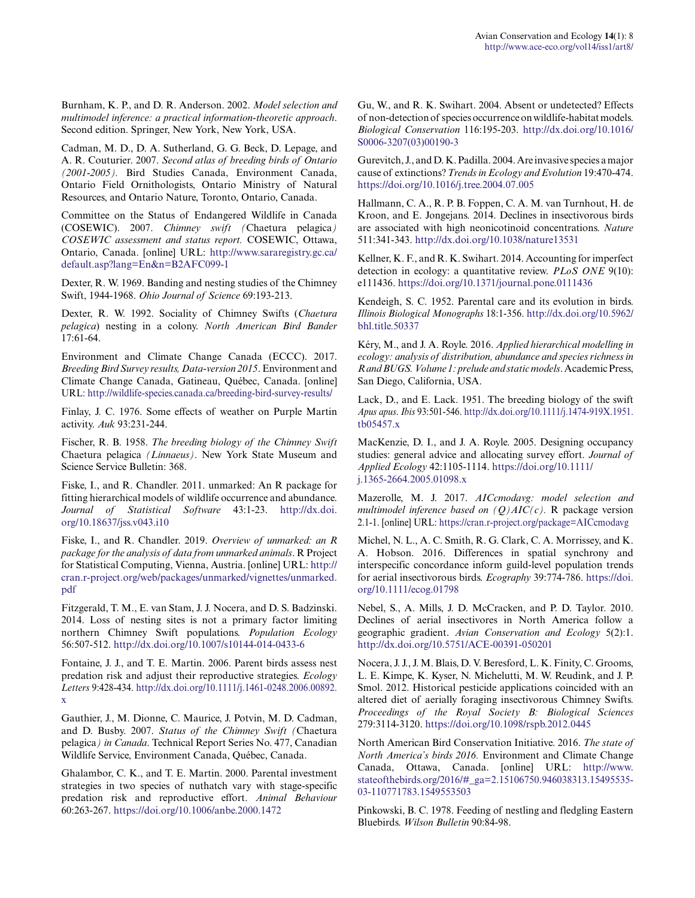Burnham, K. P., and D. R. Anderson. 2002. *Model selection and multimodel inference: a practical information-theoretic approach*. Second edition. Springer, New York, New York, USA.

Cadman, M. D., D. A. Sutherland, G. G. Beck, D. Lepage, and A. R. Couturier. 2007. *Second atlas of breeding birds of Ontario (2001-2005)*. Bird Studies Canada, Environment Canada, Ontario Field Ornithologists, Ontario Ministry of Natural Resources, and Ontario Nature, Toronto, Ontario, Canada.

Committee on the Status of Endangered Wildlife in Canada (COSEWIC). 2007. *Chimney swift (*Chaetura pelagica*) COSEWIC assessment and status report.* COSEWIC, Ottawa, Ontario, Canada. [online] URL: http://www.sararegistry.gc.ca/default.asp?lang=En&n=B2AFC099-1

Dexter, R. W. 1969. Banding and nesting studies of the Chimney Swift, 1944-1968. *Ohio Journal of Science* 69:193-213.

Dexter, R. W. 1992. Sociality of Chimney Swifts (*Chaetura pelagica*) nesting in a colony. *North American Bird Bander* 17:61-64.

Environment and Climate Change Canada (ECCC). 2017. *Breeding Bird Survey results, Data-version 2015*. Environment and Climate Change Canada, Gatineau, Québec, Canada. [online] URL: http://wildlife-species.canada.ca/breeding-bird-survey-results/

Finlay, J. C. 1976. Some effects of weather on Purple Martin activity. *Auk* 93:231-244.

Fischer, R. B. 1958. *The breeding biology of the Chimney Swift* Chaetura pelagica *(Linnaeus)*. New York State Museum and Science Service Bulletin: 368.

Fiske, I., and R. Chandler. 2011. unmarked: An R package for fitting hierarchical models of wildlife occurrence and abundance. *Journal of Statistical Software* 43:1-23. http://dx.doi.org/10.18637/jss.v043.i10

Fiske, I., and R. Chandler. 2019. *Overview of unmarked: an R package for the analysis of data from unmarked animals*. R Project for Statistical Computing, Vienna, Austria. [online] URL: http://cran.r-project.org/web/packages/unmarked/vignettes/unmarked.pdf

Fitzgerald, T. M., E. van Stam, J. J. Nocera, and D. S. Badzinski. 2014. Loss of nesting sites is not a primary factor limiting northern Chimney Swift populations. *Population Ecology* 56:507-512. http://dx.doi.org/10.1007/s10144-014-0433-6

Fontaine, J. J., and T. E. Martin. 2006. Parent birds assess nest predation risk and adjust their reproductive strategies. *Ecology Letters* 9:428-434. http://dx.doi.org/10.1111/j.1461-0248.2006.00892.x

Gauthier, J., M. Dionne, C. Maurice, J. Potvin, M. D. Cadman, and D. Busby. 2007. *Status of the Chimney Swift (*Chaetura pelagica*) in Canada*. Technical Report Series No. 477, Canadian Wildlife Service, Environment Canada, Québec, Canada.

Ghalambor, C. K., and T. E. Martin. 2000. Parental investment strategies in two species of nuthatch vary with stage-specific predation risk and reproductive effort. *Animal Behaviour* 60:263-267. https://doi.org/10.1006/anbe.2000.1472

Gu, W., and R. K. Swihart. 2004. Absent or undetected? Effects of non-detection of species occurrence on wildlife-habitat models. *Biological Conservation* 116:195-203. http://dx.doi.org/10.1016/S0006-3207(03)00190-3

Gurevitch, J., and D. K. Padilla. 2004. Are invasive species a major cause of extinctions? *Trends in Ecology and Evolution* 19:470-474. https://doi.org/10.1016/j.tree.2004.07.005

Hallmann, C. A., R. P. B. Foppen, C. A. M. van Turnhout, H. de Kroon, and E. Jongejans. 2014. Declines in insectivorous birds are associated with high neonicotinoid concentrations. *Nature* 511:341-343. http://dx.doi.org/10.1038/nature13531

Kellner, K. F., and R. K. Swihart. 2014. Accounting for imperfect detection in ecology: a quantitative review. *PLoS ONE* 9(10): e111436. https://doi.org/10.1371/journal.pone.0111436

Kendeigh, S. C. 1952. Parental care and its evolution in birds. *Illinois Biological Monographs* 18:1-356. http://dx.doi.org/10.5962/bhl.title.50337

Kéry, M., and J. A. Royle. 2016. *Applied hierarchical modelling in ecology: analysis of distribution, abundance and species richness in R and BUGS. Volume 1: prelude and static models*. Academic Press, San Diego, California, USA.

Lack, D., and E. Lack. 1951. The breeding biology of the swift *Apus apus*. *Ibis* 93:501-546. http://dx.doi.org/10.1111/j.1474-919X.1951.tb05457.x

MacKenzie, D. I., and J. A. Royle. 2005. Designing occupancy studies: general advice and allocating survey effort. *Journal of Applied Ecology* 42:1105-1114. https://doi.org/10.1111/j.1365-2664.2005.01098.x

Mazerolle, M. J. 2017. *AICcmodavg: model selection and multimodel inference based on (Q)AIC(c)*. R package version 2.1-1. [online] URL: https://cran.r-project.org/package=AICcmodavg

Michel, N. L., A. C. Smith, R. G. Clark, C. A. Morrissey, and K. A. Hobson. 2016. Differences in spatial synchrony and interspecific concordance inform guild-level population trends for aerial insectivorous birds. *Ecography* 39:774-786. https://doi.org/10.1111/ecog.01798

Nebel, S., A. Mills, J. D. McCracken, and P. D. Taylor. 2010. Declines of aerial insectivores in North America follow a geographic gradient. *Avian Conservation and Ecology* 5(2):1. http://dx.doi.org/10.5751/ACE-00391-050201

Nocera, J. J., J. M. Blais, D. V. Beresford, L. K. Finity, C. Grooms, L. E. Kimpe, K. Kyser, N. Michelutti, M. W. Reudink, and J. P. Smol. 2012. Historical pesticide applications coincided with an altered diet of aerially foraging insectivorous Chimney Swifts. *Proceedings of the Royal Society B: Biological Sciences* 279:3114-3120. https://doi.org/10.1098/rspb.2012.0445

North American Bird Conservation Initiative. 2016. *The state of North America's birds 2016.* Environment and Climate Change Canada, Ottawa, Canada. [online] URL: http://www.stateofthebirds.org/2016/#_ga=2.15106750.946038313.15495535-03-110771783.1549553503

Pinkowski, B. C. 1978. Feeding of nestling and fledgling Eastern Bluebirds. *Wilson Bulletin* 90:84-98.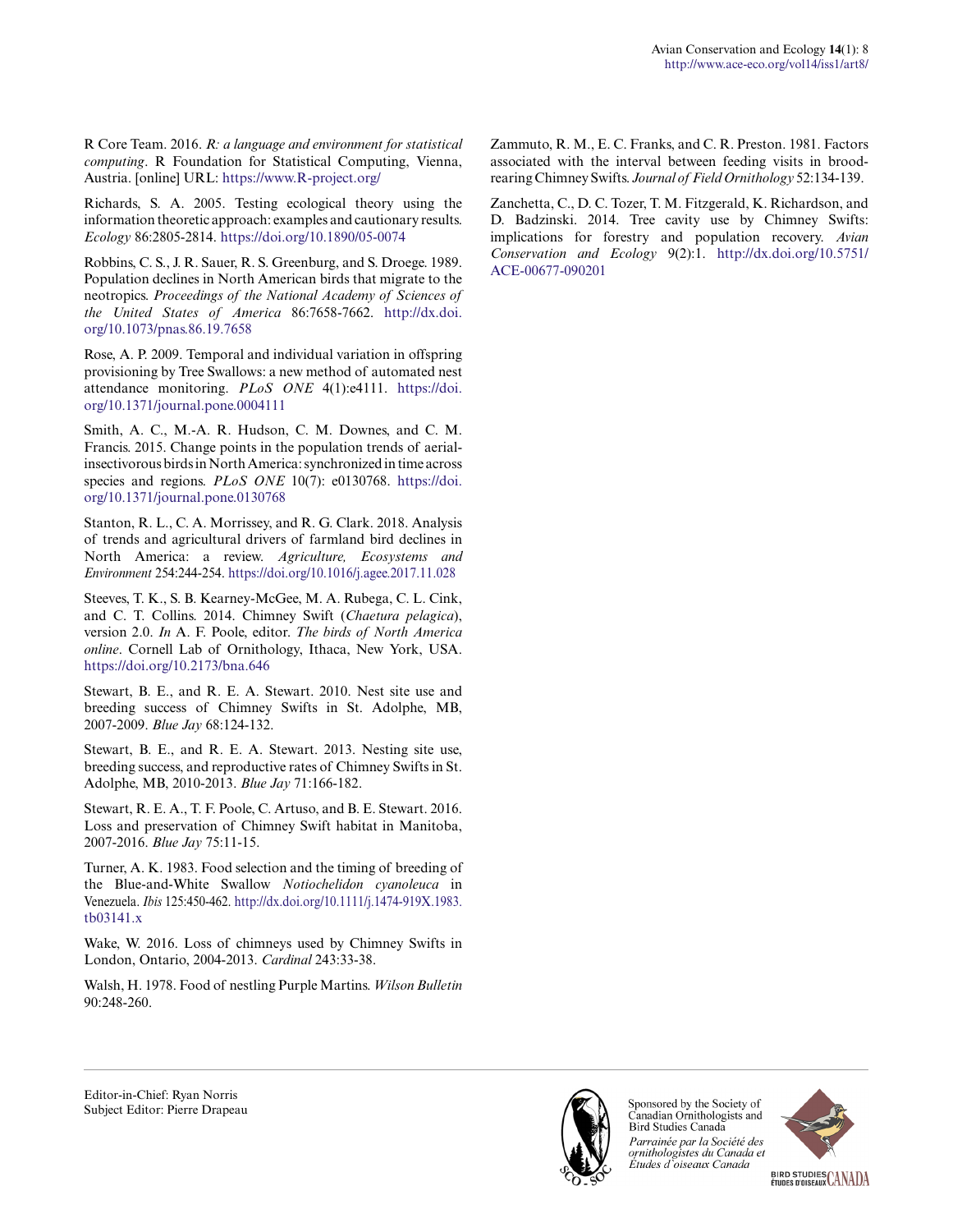R Core Team. 2016. *R: a language and environment for statistical computing*. R Foundation for Statistical Computing, Vienna, Austria. [online] URL: https://www.R-project.org/

Richards, S. A. 2005. Testing ecological theory using the information theoretic approach: examples and cautionary results. *Ecology* 86:2805-2814. https://doi.org/10.1890/05-0074

Robbins, C. S., J. R. Sauer, R. S. Greenburg, and S. Droege. 1989. Population declines in North American birds that migrate to the neotropics. *Proceedings of the National Academy of Sciences of the United States of America* 86:7658-7662. http://dx.doi.org/10.1073/pnas.86.19.7658

Rose, A. P. 2009. Temporal and individual variation in offspring provisioning by Tree Swallows: a new method of automated nest attendance monitoring. *PLoS ONE* 4(1):e4111. https://doi.org/10.1371/journal.pone.0004111

Smith, A. C., M.-A. R. Hudson, C. M. Downes, and C. M. Francis. 2015. Change points in the population trends of aerial-insectivorous birds in North America: synchronized in time across species and regions. *PLoS ONE* 10(7): e0130768. https://doi.org/10.1371/journal.pone.0130768

Stanton, R. L., C. A. Morrissey, and R. G. Clark. 2018. Analysis of trends and agricultural drivers of farmland bird declines in North America: a review. *Agriculture, Ecosystems and Environment* 254:244-254. https://doi.org/10.1016/j.agee.2017.11.028

Steeves, T. K., S. B. Kearney-McGee, M. A. Rubega, C. L. Cink, and C. T. Collins. 2014. Chimney Swift (*Chaetura pelagica*), version 2.0. *In* A. F. Poole, editor. *The birds of North America online*. Cornell Lab of Ornithology, Ithaca, New York, USA. https://doi.org/10.2173/bna.646

Stewart, B. E., and R. E. A. Stewart. 2010. Nest site use and breeding success of Chimney Swifts in St. Adolphe, MB, 2007-2009. *Blue Jay* 68:124-132.

Stewart, B. E., and R. E. A. Stewart. 2013. Nesting site use, breeding success, and reproductive rates of Chimney Swifts in St. Adolphe, MB, 2010-2013. *Blue Jay* 71:166-182.

Stewart, R. E. A., T. F. Poole, C. Artuso, and B. E. Stewart. 2016. Loss and preservation of Chimney Swift habitat in Manitoba, 2007-2016. *Blue Jay* 75:11-15.

Turner, A. K. 1983. Food selection and the timing of breeding of the Blue-and-White Swallow *Notiochelidon cyanoleuca* in Venezuela. *Ibis* 125:450-462. http://dx.doi.org/10.1111/j.1474-919X.1983.tb03141.x

Wake, W. 2016. Loss of chimneys used by Chimney Swifts in London, Ontario, 2004-2013. *Cardinal* 243:33-38.

Walsh, H. 1978. Food of nestling Purple Martins. *Wilson Bulletin* 90:248-260.

Zammuto, R. M., E. C. Franks, and C. R. Preston. 1981. Factors associated with the interval between feeding visits in brood-rearing Chimney Swifts. *Journal of Field Ornithology* 52:134-139.

Zanchetta, C., D. C. Tozer, T. M. Fitzgerald, K. Richardson, and D. Badzinski. 2014. Tree cavity use by Chimney Swifts: implications for forestry and population recovery. *Avian Conservation and Ecology* 9(2):1. http://dx.doi.org/10.5751/ACE-00677-090201

Editor-in-Chief: Ryan Norris
Subject Editor: Pierre Drapeau

Sponsored by the Society of Canadian Ornithologists and Bird Studies Canada

*Parrainée par la Société des ornithologistes du Canada et Études d'oiseaux Canada*